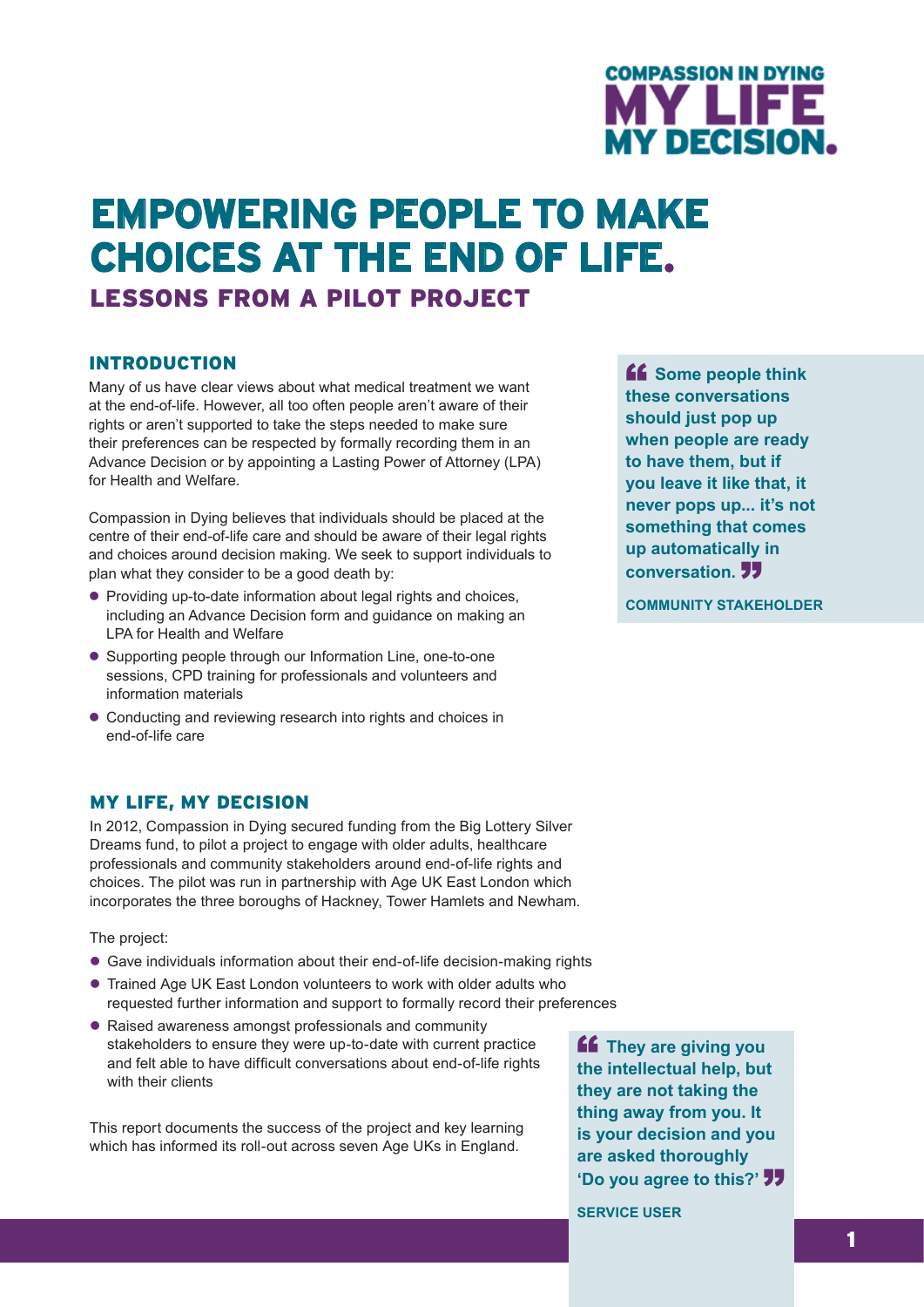COMPASSION IN DYING
MY LIFE
MY DECISION.

# EMPOWERING PEOPLE TO MAKE CHOICES AT THE END OF LIFE.

## LESSONS FROM A PILOT PROJECT

### INTRODUCTION

Many of us have clear views about what medical treatment we want at the end-of-life. However, all too often people aren't aware of their rights or aren't supported to take the steps needed to make sure their preferences can be respected by formally recording them in an Advance Decision or by appointing a Lasting Power of Attorney (LPA) for Health and Welfare.

Compassion in Dying believes that individuals should be placed at the centre of their end-of-life care and should be aware of their legal rights and choices around decision making. We seek to support individuals to plan what they consider to be a good death by:

- Providing up-to-date information about legal rights and choices, including an Advance Decision form and guidance on making an LPA for Health and Welfare
- Supporting people through our Information Line, one-to-one sessions, CPD training for professionals and volunteers and information materials
- Conducting and reviewing research into rights and choices in end-of-life care

> **"Some people think these conversations should just pop up when people are ready to have them, but if you leave it like that, it never pops up... it's not something that comes up automatically in conversation."**
>
> **COMMUNITY STAKEHOLDER**

### MY LIFE, MY DECISION

In 2012, Compassion in Dying secured funding from the Big Lottery Silver Dreams fund, to pilot a project to engage with older adults, healthcare professionals and community stakeholders around end-of-life rights and choices. The pilot was run in partnership with Age UK East London which incorporates the three boroughs of Hackney, Tower Hamlets and Newham.

The project:

- Gave individuals information about their end-of-life decision-making rights
- Trained Age UK East London volunteers to work with older adults who requested further information and support to formally record their preferences
- Raised awareness amongst professionals and community stakeholders to ensure they were up-to-date with current practice and felt able to have difficult conversations about end-of-life rights with their clients

This report documents the success of the project and key learning which has informed its roll-out across seven Age UKs in England.

> **"They are giving you the intellectual help, but they are not taking the thing away from you. It is your decision and you are asked thoroughly 'Do you agree to this?'"**
>
> **SERVICE USER**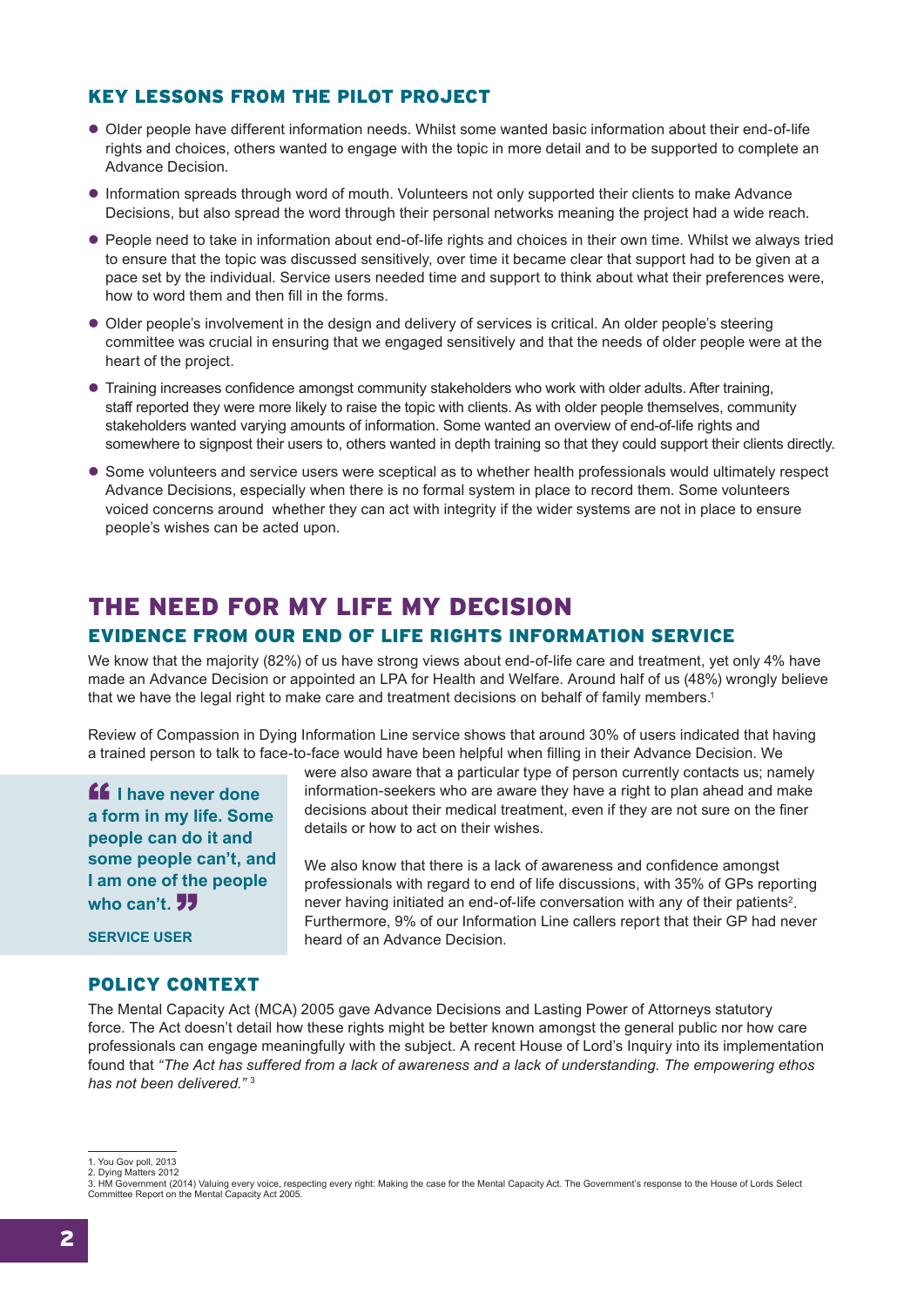## KEY LESSONS FROM THE PILOT PROJECT

- Older people have different information needs. Whilst some wanted basic information about their end-of-life rights and choices, others wanted to engage with the topic in more detail and to be supported to complete an Advance Decision.
- Information spreads through word of mouth. Volunteers not only supported their clients to make Advance Decisions, but also spread the word through their personal networks meaning the project had a wide reach.
- People need to take in information about end-of-life rights and choices in their own time. Whilst we always tried to ensure that the topic was discussed sensitively, over time it became clear that support had to be given at a pace set by the individual. Service users needed time and support to think about what their preferences were, how to word them and then fill in the forms.
- Older people's involvement in the design and delivery of services is critical. An older people's steering committee was crucial in ensuring that we engaged sensitively and that the needs of older people were at the heart of the project.
- Training increases confidence amongst community stakeholders who work with older adults. After training, staff reported they were more likely to raise the topic with clients. As with older people themselves, community stakeholders wanted varying amounts of information. Some wanted an overview of end-of-life rights and somewhere to signpost their users to, others wanted in depth training so that they could support their clients directly.
- Some volunteers and service users were sceptical as to whether health professionals would ultimately respect Advance Decisions, especially when there is no formal system in place to record them. Some volunteers voiced concerns around whether they can act with integrity if the wider systems are not in place to ensure people's wishes can be acted upon.

# THE NEED FOR MY LIFE MY DECISION

## EVIDENCE FROM OUR END OF LIFE RIGHTS INFORMATION SERVICE

We know that the majority (82%) of us have strong views about end-of-life care and treatment, yet only 4% have made an Advance Decision or appointed an LPA for Health and Welfare. Around half of us (48%) wrongly believe that we have the legal right to make care and treatment decisions on behalf of family members.[1]

Review of Compassion in Dying Information Line service shows that around 30% of users indicated that having a trained person to talk to face-to-face would have been helpful when filling in their Advance Decision. We were also aware that a particular type of person currently contacts us; namely information-seekers who are aware they have a right to plan ahead and make decisions about their medical treatment, even if they are not sure on the finer details or how to act on their wishes.

We also know that there is a lack of awareness and confidence amongst professionals with regard to end of life discussions, with 35% of GPs reporting never having initiated an end-of-life conversation with any of their patients[2]. Furthermore, 9% of our Information Line callers report that their GP had never heard of an Advance Decision.

> **"I have never done a form in my life. Some people can do it and some people can't, and I am one of the people who can't."**
>
> **SERVICE USER**

## POLICY CONTEXT

The Mental Capacity Act (MCA) 2005 gave Advance Decisions and Lasting Power of Attorneys statutory force. The Act doesn't detail how these rights might be better known amongst the general public nor how care professionals can engage meaningfully with the subject. A recent House of Lord's Inquiry into its implementation found that *"The Act has suffered from a lack of awareness and a lack of understanding. The empowering ethos has not been delivered."* [3]

---

1. You Gov poll, 2013
2. Dying Matters 2012
3. HM Government (2014) Valuing every voice, respecting every right: Making the case for the Mental Capacity Act. The Government's response to the House of Lords Select Committee Report on the Mental Capacity Act 2005.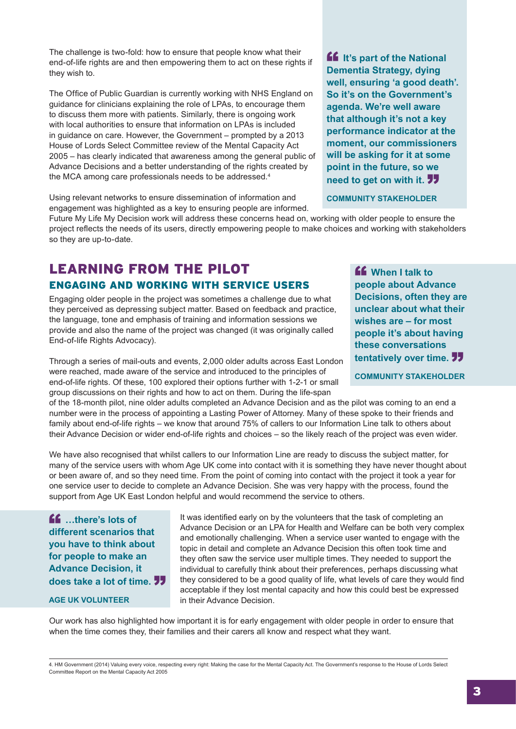The challenge is two-fold: how to ensure that people know what their end-of-life rights are and then empowering them to act on these rights if they wish to.

The Office of Public Guardian is currently working with NHS England on guidance for clinicians explaining the role of LPAs, to encourage them to discuss them more with patients. Similarly, there is ongoing work with local authorities to ensure that information on LPAs is included in guidance on care. However, the Government – prompted by a 2013 House of Lords Select Committee review of the Mental Capacity Act 2005 – has clearly indicated that awareness among the general public of Advance Decisions and a better understanding of the rights created by the MCA among care professionals needs to be addressed.[4]

> **"It's part of the National Dementia Strategy, dying well, ensuring 'a good death'. So it's on the Government's agenda. We're well aware that although it's not a key performance indicator at the moment, our commissioners will be asking for it at some point in the future, so we need to get on with it."**
>
> **COMMUNITY STAKEHOLDER**

Using relevant networks to ensure dissemination of information and engagement was highlighted as a key to ensuring people are informed. Future My Life My Decision work will address these concerns head on, working with older people to ensure the project reflects the needs of its users, directly empowering people to make choices and working with stakeholders so they are up-to-date.

# LEARNING FROM THE PILOT

## ENGAGING AND WORKING WITH SERVICE USERS

Engaging older people in the project was sometimes a challenge due to what they perceived as depressing subject matter. Based on feedback and practice, the language, tone and emphasis of training and information sessions we provide and also the name of the project was changed (it was originally called End-of-life Rights Advocacy).

> **"When I talk to people about Advance Decisions, often they are unclear about what their wishes are – for most people it's about having these conversations tentatively over time."**
>
> **COMMUNITY STAKEHOLDER**

Through a series of mail-outs and events, 2,000 older adults across East London were reached, made aware of the service and introduced to the principles of end-of-life rights. Of these, 100 explored their options further with 1-2-1 or small group discussions on their rights and how to act on them. During the life-span of the 18-month pilot, nine older adults completed an Advance Decision and as the pilot was coming to an end a number were in the process of appointing a Lasting Power of Attorney. Many of these spoke to their friends and family about end-of-life rights – we know that around 75% of callers to our Information Line talk to others about their Advance Decision or wider end-of-life rights and choices – so the likely reach of the project was even wider.

We have also recognised that whilst callers to our Information Line are ready to discuss the subject matter, for many of the service users with whom Age UK come into contact with it is something they have never thought about or been aware of, and so they need time. From the point of coming into contact with the project it took a year for one service user to decide to complete an Advance Decision. She was very happy with the process, found the support from Age UK East London helpful and would recommend the service to others.

> **"…there's lots of different scenarios that you have to think about for people to make an Advance Decision, it does take a lot of time."**
>
> **AGE UK VOLUNTEER**

It was identified early on by the volunteers that the task of completing an Advance Decision or an LPA for Health and Welfare can be both very complex and emotionally challenging. When a service user wanted to engage with the topic in detail and complete an Advance Decision this often took time and they often saw the service user multiple times. They needed to support the individual to carefully think about their preferences, perhaps discussing what they considered to be a good quality of life, what levels of care they would find acceptable if they lost mental capacity and how this could best be expressed in their Advance Decision.

Our work has also highlighted how important it is for early engagement with older people in order to ensure that when the time comes they, their families and their carers all know and respect what they want.

---

4. HM Government (2014) Valuing every voice, respecting every right: Making the case for the Mental Capacity Act. The Government's response to the House of Lords Select Committee Report on the Mental Capacity Act 2005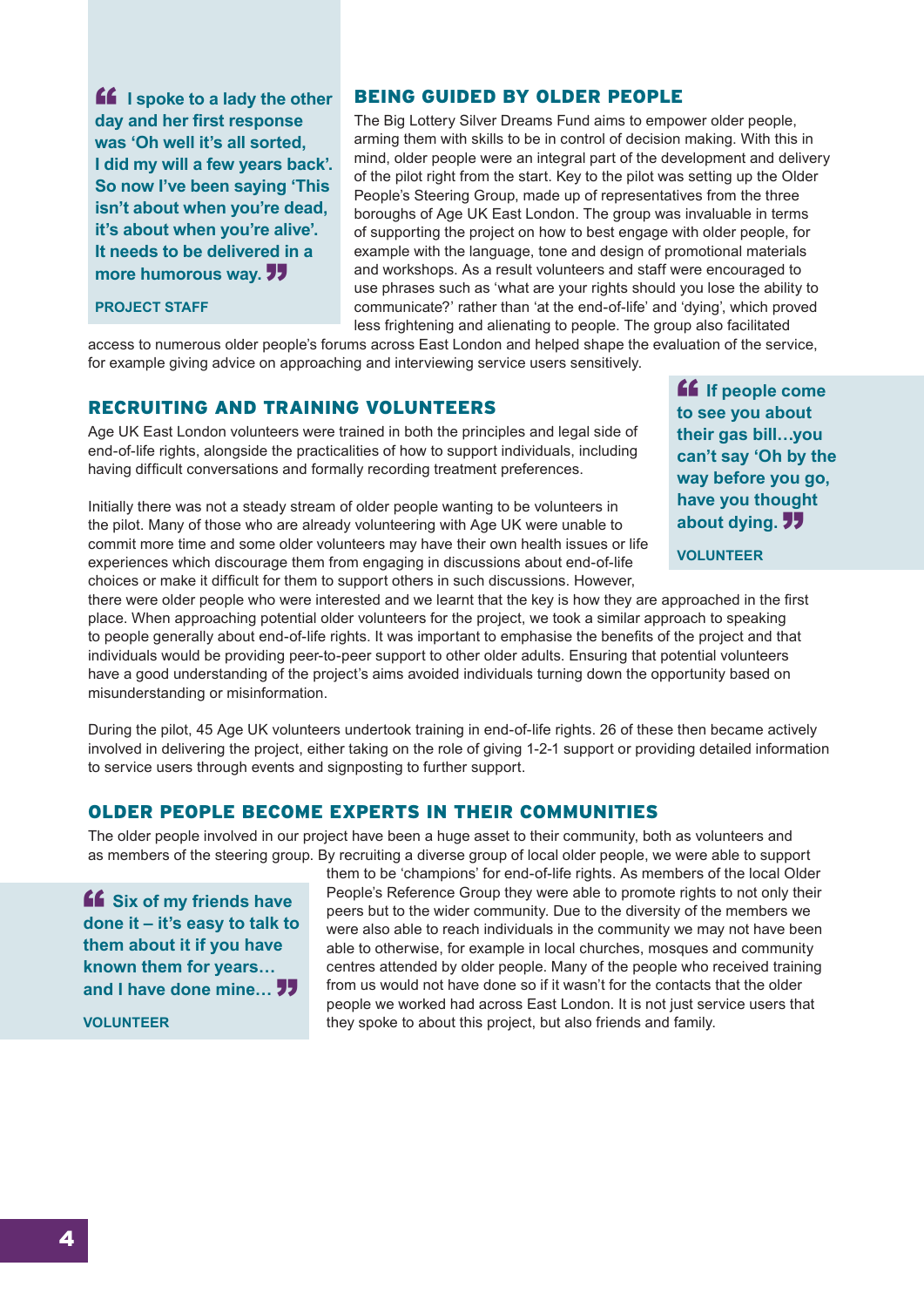> I spoke to a lady the other day and her first response was 'Oh well it's all sorted, I did my will a few years back'. So now I've been saying 'This isn't about when you're dead, it's about when you're alive'. It needs to be delivered in a more humorous way.
>
> **PROJECT STAFF**

## BEING GUIDED BY OLDER PEOPLE

The Big Lottery Silver Dreams Fund aims to empower older people, arming them with skills to be in control of decision making. With this in mind, older people were an integral part of the development and delivery of the pilot right from the start. Key to the pilot was setting up the Older People's Steering Group, made up of representatives from the three boroughs of Age UK East London. The group was invaluable in terms of supporting the project on how to best engage with older people, for example with the language, tone and design of promotional materials and workshops. As a result volunteers and staff were encouraged to use phrases such as 'what are your rights should you lose the ability to communicate?' rather than 'at the end-of-life' and 'dying', which proved less frightening and alienating to people. The group also facilitated access to numerous older people's forums across East London and helped shape the evaluation of the service, for example giving advice on approaching and interviewing service users sensitively.

## RECRUITING AND TRAINING VOLUNTEERS

Age UK East London volunteers were trained in both the principles and legal side of end-of-life rights, alongside the practicalities of how to support individuals, including having difficult conversations and formally recording treatment preferences.

> If people come to see you about their gas bill…you can't say 'Oh by the way before you go, have you thought about dying.
>
> **VOLUNTEER**

Initially there was not a steady stream of older people wanting to be volunteers in the pilot. Many of those who are already volunteering with Age UK were unable to commit more time and some older volunteers may have their own health issues or life experiences which discourage them from engaging in discussions about end-of-life choices or make it difficult for them to support others in such discussions. However, there were older people who were interested and we learnt that the key is how they are approached in the first place. When approaching potential older volunteers for the project, we took a similar approach to speaking to people generally about end-of-life rights. It was important to emphasise the benefits of the project and that individuals would be providing peer-to-peer support to other older adults. Ensuring that potential volunteers have a good understanding of the project's aims avoided individuals turning down the opportunity based on misunderstanding or misinformation.

During the pilot, 45 Age UK volunteers undertook training in end-of-life rights. 26 of these then became actively involved in delivering the project, either taking on the role of giving 1-2-1 support or providing detailed information to service users through events and signposting to further support.

## OLDER PEOPLE BECOME EXPERTS IN THEIR COMMUNITIES

The older people involved in our project have been a huge asset to their community, both as volunteers and as members of the steering group. By recruiting a diverse group of local older people, we were able to support them to be 'champions' for end-of-life rights. As members of the local Older People's Reference Group they were able to promote rights to not only their peers but to the wider community. Due to the diversity of the members we were also able to reach individuals in the community we may not have been able to otherwise, for example in local churches, mosques and community centres attended by older people. Many of the people who received training from us would not have done so if it wasn't for the contacts that the older people we worked had across East London. It is not just service users that they spoke to about this project, but also friends and family.

> Six of my friends have done it – it's easy to talk to them about it if you have known them for years… and I have done mine…
>
> **VOLUNTEER**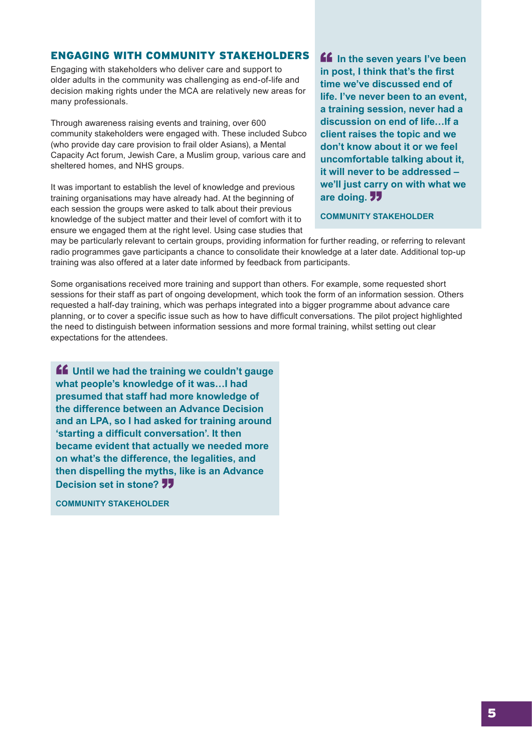## ENGAGING WITH COMMUNITY STAKEHOLDERS

Engaging with stakeholders who deliver care and support to older adults in the community was challenging as end-of-life and decision making rights under the MCA are relatively new areas for many professionals.

Through awareness raising events and training, over 600 community stakeholders were engaged with. These included Subco (who provide day care provision to frail older Asians), a Mental Capacity Act forum, Jewish Care, a Muslim group, various care and sheltered homes, and NHS groups.

It was important to establish the level of knowledge and previous training organisations may have already had. At the beginning of each session the groups were asked to talk about their previous knowledge of the subject matter and their level of comfort with it to ensure we engaged them at the right level. Using case studies that may be particularly relevant to certain groups, providing information for further reading, or referring to relevant radio programmes gave participants a chance to consolidate their knowledge at a later date. Additional top-up training was also offered at a later date informed by feedback from participants.

> **"In the seven years I've been in post, I think that's the first time we've discussed end of life. I've never been to an event, a training session, never had a discussion on end of life…If a client raises the topic and we don't know about it or we feel uncomfortable talking about it, it will never to be addressed – we'll just carry on with what we are doing."**
>
> **COMMUNITY STAKEHOLDER**

Some organisations received more training and support than others. For example, some requested short sessions for their staff as part of ongoing development, which took the form of an information session. Others requested a half-day training, which was perhaps integrated into a bigger programme about advance care planning, or to cover a specific issue such as how to have difficult conversations. The pilot project highlighted the need to distinguish between information sessions and more formal training, whilst setting out clear expectations for the attendees.

> **"Until we had the training we couldn't gauge what people's knowledge of it was…I had presumed that staff had more knowledge of the difference between an Advance Decision and an LPA, so I had asked for training around 'starting a difficult conversation'. It then became evident that actually we needed more on what's the difference, the legalities, and then dispelling the myths, like is an Advance Decision set in stone?"**
>
> **COMMUNITY STAKEHOLDER**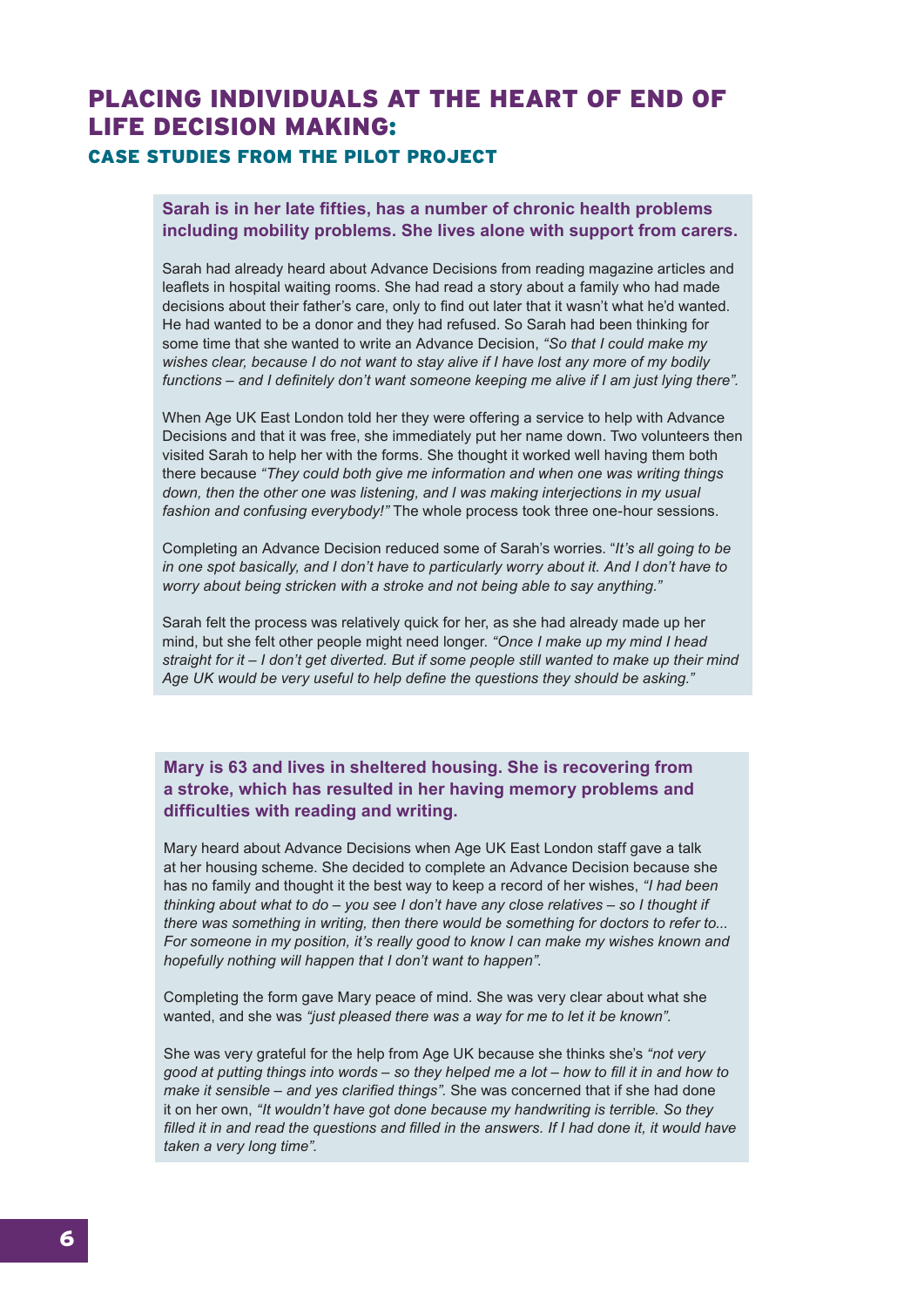# PLACING INDIVIDUALS AT THE HEART OF END OF LIFE DECISION MAKING:

## CASE STUDIES FROM THE PILOT PROJECT

**Sarah is in her late fifties, has a number of chronic health problems including mobility problems. She lives alone with support from carers.**

Sarah had already heard about Advance Decisions from reading magazine articles and leaflets in hospital waiting rooms. She had read a story about a family who had made decisions about their father's care, only to find out later that it wasn't what he'd wanted. He had wanted to be a donor and they had refused. So Sarah had been thinking for some time that she wanted to write an Advance Decision, *"So that I could make my wishes clear, because I do not want to stay alive if I have lost any more of my bodily functions – and I definitely don't want someone keeping me alive if I am just lying there".*

When Age UK East London told her they were offering a service to help with Advance Decisions and that it was free, she immediately put her name down. Two volunteers then visited Sarah to help her with the forms. She thought it worked well having them both there because *"They could both give me information and when one was writing things down, then the other one was listening, and I was making interjections in my usual fashion and confusing everybody!"* The whole process took three one-hour sessions.

Completing an Advance Decision reduced some of Sarah's worries. "*It's all going to be in one spot basically, and I don't have to particularly worry about it. And I don't have to worry about being stricken with a stroke and not being able to say anything."*

Sarah felt the process was relatively quick for her, as she had already made up her mind, but she felt other people might need longer. *"Once I make up my mind I head straight for it – I don't get diverted. But if some people still wanted to make up their mind Age UK would be very useful to help define the questions they should be asking."*

**Mary is 63 and lives in sheltered housing. She is recovering from a stroke, which has resulted in her having memory problems and difficulties with reading and writing.**

Mary heard about Advance Decisions when Age UK East London staff gave a talk at her housing scheme. She decided to complete an Advance Decision because she has no family and thought it the best way to keep a record of her wishes, *"I had been thinking about what to do – you see I don't have any close relatives – so I thought if there was something in writing, then there would be something for doctors to refer to... For someone in my position, it's really good to know I can make my wishes known and hopefully nothing will happen that I don't want to happen".*

Completing the form gave Mary peace of mind. She was very clear about what she wanted, and she was *"just pleased there was a way for me to let it be known".*

She was very grateful for the help from Age UK because she thinks she's *"not very good at putting things into words – so they helped me a lot – how to fill it in and how to make it sensible – and yes clarified things".* She was concerned that if she had done it on her own, *"It wouldn't have got done because my handwriting is terrible. So they filled it in and read the questions and filled in the answers. If I had done it, it would have taken a very long time".*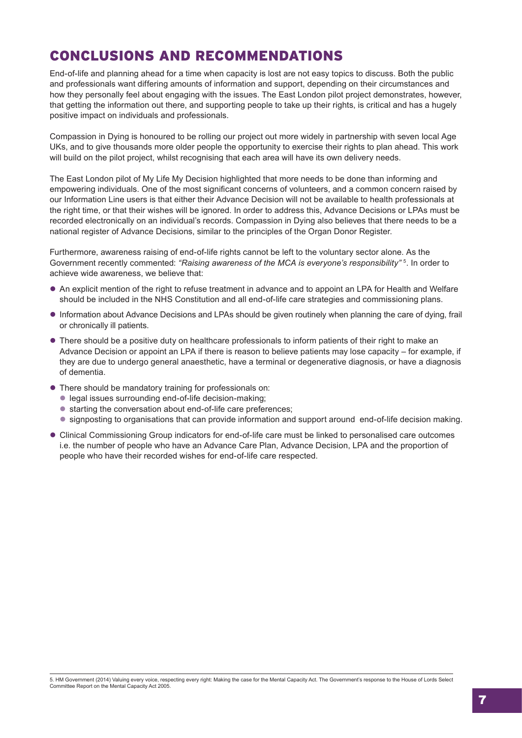## CONCLUSIONS AND RECOMMENDATIONS

End-of-life and planning ahead for a time when capacity is lost are not easy topics to discuss. Both the public and professionals want differing amounts of information and support, depending on their circumstances and how they personally feel about engaging with the issues. The East London pilot project demonstrates, however, that getting the information out there, and supporting people to take up their rights, is critical and has a hugely positive impact on individuals and professionals.

Compassion in Dying is honoured to be rolling our project out more widely in partnership with seven local Age UKs, and to give thousands more older people the opportunity to exercise their rights to plan ahead. This work will build on the pilot project, whilst recognising that each area will have its own delivery needs.

The East London pilot of My Life My Decision highlighted that more needs to be done than informing and empowering individuals. One of the most significant concerns of volunteers, and a common concern raised by our Information Line users is that either their Advance Decision will not be available to health professionals at the right time, or that their wishes will be ignored. In order to address this, Advance Decisions or LPAs must be recorded electronically on an individual's records. Compassion in Dying also believes that there needs to be a national register of Advance Decisions, similar to the principles of the Organ Donor Register.

Furthermore, awareness raising of end-of-life rights cannot be left to the voluntary sector alone. As the Government recently commented: *"Raising awareness of the MCA is everyone's responsibility"* [5]. In order to achieve wide awareness, we believe that:

- An explicit mention of the right to refuse treatment in advance and to appoint an LPA for Health and Welfare should be included in the NHS Constitution and all end-of-life care strategies and commissioning plans.
- Information about Advance Decisions and LPAs should be given routinely when planning the care of dying, frail or chronically ill patients.
- There should be a positive duty on healthcare professionals to inform patients of their right to make an Advance Decision or appoint an LPA if there is reason to believe patients may lose capacity – for example, if they are due to undergo general anaesthetic, have a terminal or degenerative diagnosis, or have a diagnosis of dementia.
- There should be mandatory training for professionals on:
  - legal issues surrounding end-of-life decision-making;
  - starting the conversation about end-of-life care preferences;
  - signposting to organisations that can provide information and support around end-of-life decision making.
- Clinical Commissioning Group indicators for end-of-life care must be linked to personalised care outcomes i.e. the number of people who have an Advance Care Plan, Advance Decision, LPA and the proportion of people who have their recorded wishes for end-of-life care respected.

---

5. HM Government (2014) Valuing every voice, respecting every right: Making the case for the Mental Capacity Act. The Government's response to the House of Lords Select Committee Report on the Mental Capacity Act 2005.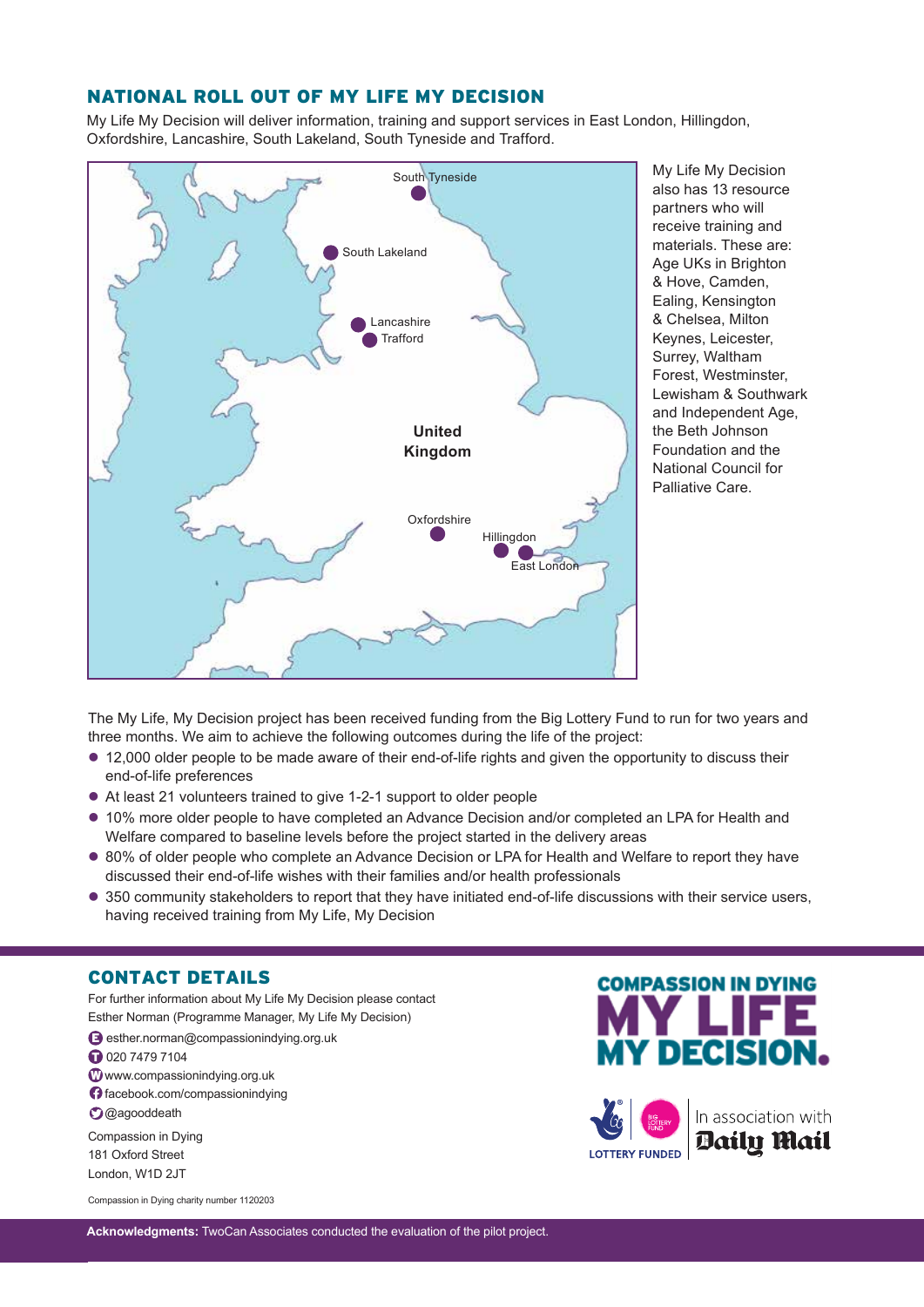## NATIONAL ROLL OUT OF MY LIFE MY DECISION

My Life My Decision will deliver information, training and support services in East London, Hillingdon, Oxfordshire, Lancashire, South Lakeland, South Tyneside and Trafford.

South Tyneside
South Lakeland
Lancashire
Trafford
United Kingdom
Oxfordshire
Hillingdon
East London

My Life My Decision also has 13 resource partners who will receive training and materials. These are: Age UKs in Brighton & Hove, Camden, Ealing, Kensington & Chelsea, Milton Keynes, Leicester, Surrey, Waltham Forest, Westminster, Lewisham & Southwark and Independent Age, the Beth Johnson Foundation and the National Council for Palliative Care.

The My Life, My Decision project has been received funding from the Big Lottery Fund to run for two years and three months. We aim to achieve the following outcomes during the life of the project:

- 12,000 older people to be made aware of their end-of-life rights and given the opportunity to discuss their end-of-life preferences
- At least 21 volunteers trained to give 1-2-1 support to older people
- 10% more older people to have completed an Advance Decision and/or completed an LPA for Health and Welfare compared to baseline levels before the project started in the delivery areas
- 80% of older people who complete an Advance Decision or LPA for Health and Welfare to report they have discussed their end-of-life wishes with their families and/or health professionals
- 350 community stakeholders to report that they have initiated end-of-life discussions with their service users, having received training from My Life, My Decision

## CONTACT DETAILS

For further information about My Life My Decision please contact Esther Norman (Programme Manager, My Life My Decision)

E esther.norman@compassionindying.org.uk
T 020 7479 7104
W www.compassionindying.org.uk
facebook.com/compassionindying
@agooddeath

Compassion in Dying
181 Oxford Street
London, W1D 2JT

Compassion in Dying charity number 1120203

COMPASSION IN DYING
MY LIFE MY DECISION.

LOTTERY FUNDED

In association with Daily Mail

**Acknowledgments:** TwoCan Associates conducted the evaluation of the pilot project.